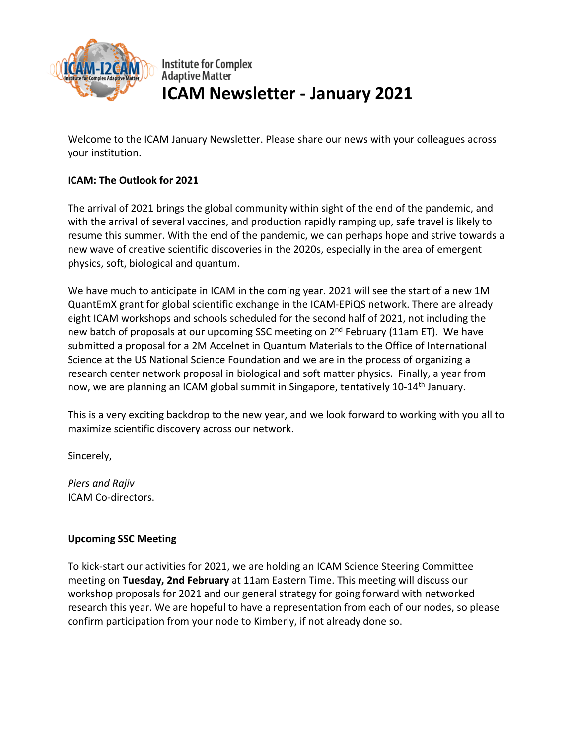Institute for Complex Adaptive Matter

# ICAM Newsletter - January 2021

Welcome to the ICAM January Newsletter. Please share our news with your colleagues across your institution.

**ICAM: The Outlook for 2021**

The arrival of 2021 brings the global community within sight of the end of the pandemic, and with the arrival of several vaccines, and production rapidly ramping up, safe travel is likely to resume this summer. With the end of the pandemic, we can perhaps hope and strive towards a new wave of creative scientific discoveries in the 2020s, especially in the area of emergent physics, soft, biological and quantum.

We have much to anticipate in ICAM in the coming year. 2021 will see the start of a new 1M QuantEmX grant for global scientific exchange in the ICAM-EPiQS network. There are already eight ICAM workshops and schools scheduled for the second half of 2021, not including the new batch of proposals at our upcoming SSC meeting on 2nd February (11am ET). We have submitted a proposal for a 2M Accelnet in Quantum Materials to the Office of International Science at the US National Science Foundation and we are in the process of organizing a research center network proposal in biological and soft matter physics. Finally, a year from now, we are planning an ICAM global summit in Singapore, tentatively 10-14th January.

This is a very exciting backdrop to the new year, and we look forward to working with you all to maximize scientific discovery across our network.

Sincerely,

*Piers and Rajiv*
ICAM Co-directors.

**Upcoming SSC Meeting**

To kick-start our activities for 2021, we are holding an ICAM Science Steering Committee meeting on **Tuesday, 2nd February** at 11am Eastern Time. This meeting will discuss our workshop proposals for 2021 and our general strategy for going forward with networked research this year. We are hopeful to have a representation from each of our nodes, so please confirm participation from your node to Kimberly, if not already done so.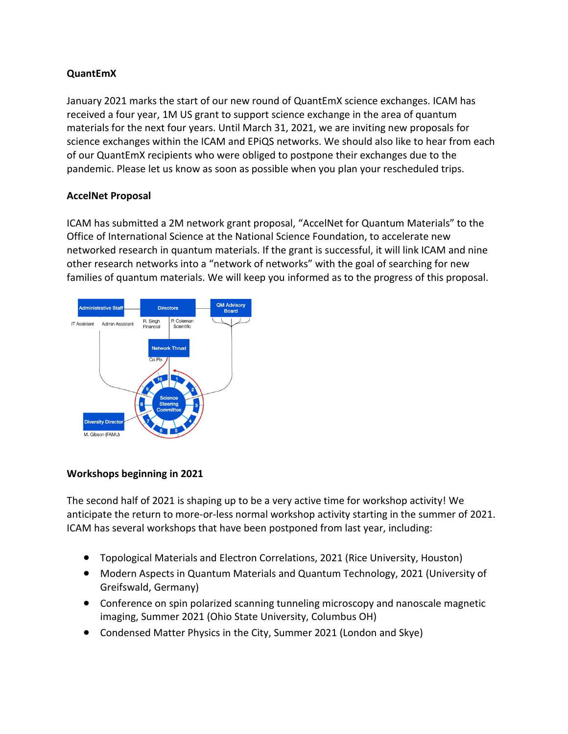**QuantEmX**

January 2021 marks the start of our new round of QuantEmX science exchanges. ICAM has received a four year, 1M US grant to support science exchange in the area of quantum materials for the next four years. Until March 31, 2021, we are inviting new proposals for science exchanges within the ICAM and EPiQS networks. We should also like to hear from each of our QuantEmX recipients who were obliged to postpone their exchanges due to the pandemic. Please let us know as soon as possible when you plan your rescheduled trips.

**AccelNet Proposal**

ICAM has submitted a 2M network grant proposal, "AccelNet for Quantum Materials" to the Office of International Science at the National Science Foundation, to accelerate new networked research in quantum materials. If the grant is successful, it will link ICAM and nine other research networks into a "network of networks" with the goal of searching for new families of quantum materials. We will keep you informed as to the progress of this proposal.

Administrative Staff — IT Assistant, Admin Assistant

Directors — R. Singh Financial, P. Coleman Scientific

QM Advisory Board

Network Thrust — Co PIs

Science Steering Committee — 1, 2, 3, 4, 5, 6, 7, 8, 9, 10

Diversity Director — M. Gibson (FAMU)

**Workshops beginning in 2021**

The second half of 2021 is shaping up to be a very active time for workshop activity! We anticipate the return to more-or-less normal workshop activity starting in the summer of 2021. ICAM has several workshops that have been postponed from last year, including:

- Topological Materials and Electron Correlations, 2021 (Rice University, Houston)
- Modern Aspects in Quantum Materials and Quantum Technology, 2021 (University of Greifswald, Germany)
- Conference on spin polarized scanning tunneling microscopy and nanoscale magnetic imaging, Summer 2021 (Ohio State University, Columbus OH)
- Condensed Matter Physics in the City, Summer 2021 (London and Skye)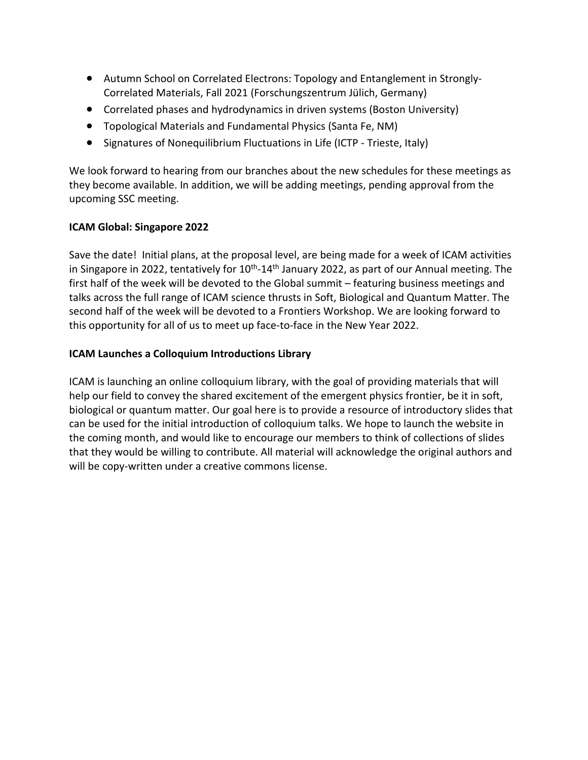- Autumn School on Correlated Electrons: Topology and Entanglement in Strongly-Correlated Materials, Fall 2021 (Forschungszentrum Jülich, Germany)
- Correlated phases and hydrodynamics in driven systems (Boston University)
- Topological Materials and Fundamental Physics (Santa Fe, NM)
- Signatures of Nonequilibrium Fluctuations in Life (ICTP - Trieste, Italy)

We look forward to hearing from our branches about the new schedules for these meetings as they become available. In addition, we will be adding meetings, pending approval from the upcoming SSC meeting.

**ICAM Global: Singapore 2022**

Save the date! Initial plans, at the proposal level, are being made for a week of ICAM activities in Singapore in 2022, tentatively for 10th-14th January 2022, as part of our Annual meeting. The first half of the week will be devoted to the Global summit – featuring business meetings and talks across the full range of ICAM science thrusts in Soft, Biological and Quantum Matter. The second half of the week will be devoted to a Frontiers Workshop. We are looking forward to this opportunity for all of us to meet up face-to-face in the New Year 2022.

**ICAM Launches a Colloquium Introductions Library**

ICAM is launching an online colloquium library, with the goal of providing materials that will help our field to convey the shared excitement of the emergent physics frontier, be it in soft, biological or quantum matter. Our goal here is to provide a resource of introductory slides that can be used for the initial introduction of colloquium talks. We hope to launch the website in the coming month, and would like to encourage our members to think of collections of slides that they would be willing to contribute. All material will acknowledge the original authors and will be copy-written under a creative commons license.